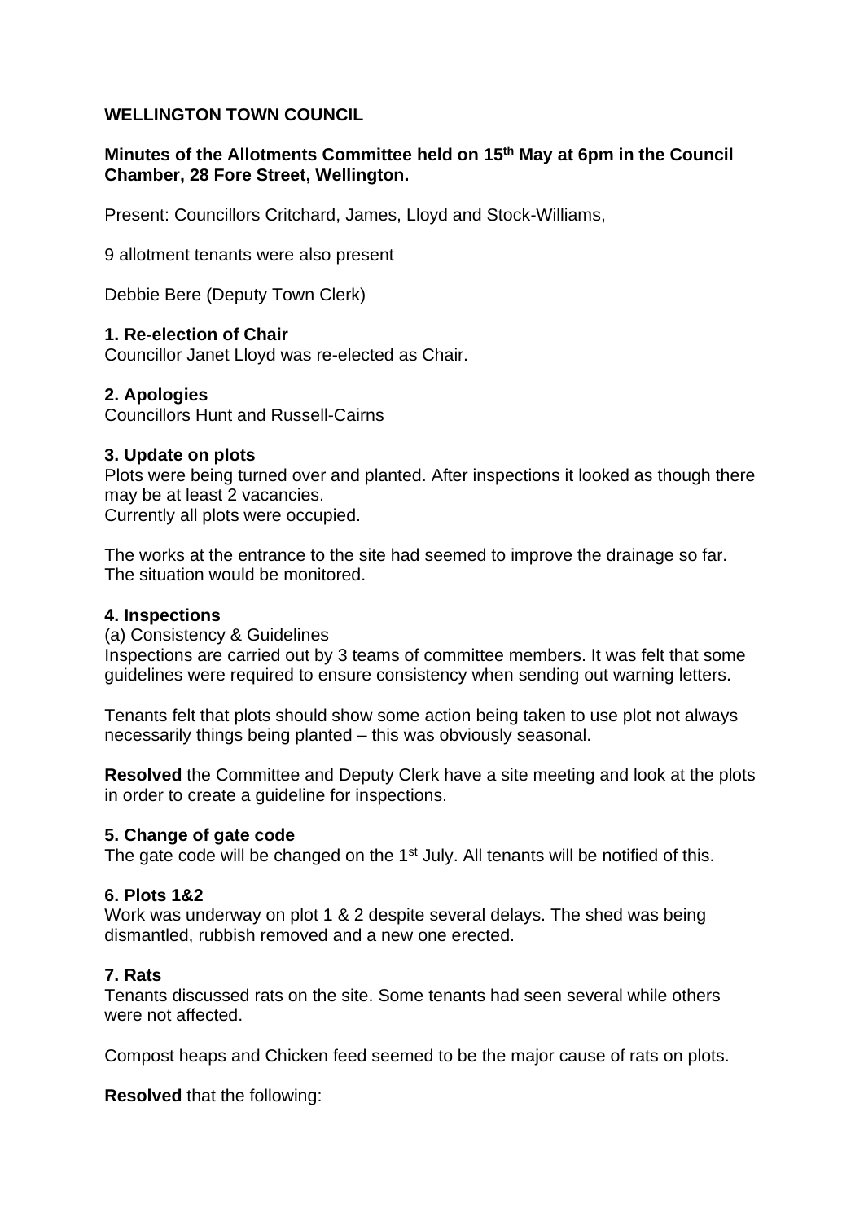**WELLINGTON TOWN COUNCIL**

**Minutes of the Allotments Committee held on 15th May at 6pm in the Council Chamber, 28 Fore Street, Wellington.**

Present: Councillors Critchard, James, Lloyd and Stock-Williams,

9 allotment tenants were also present

Debbie Bere (Deputy Town Clerk)

**1. Re-election of Chair**

Councillor Janet Lloyd was re-elected as Chair.

**2. Apologies**

Councillors Hunt and Russell-Cairns

**3. Update on plots**

Plots were being turned over and planted. After inspections it looked as though there may be at least 2 vacancies.
Currently all plots were occupied.

The works at the entrance to the site had seemed to improve the drainage so far. The situation would be monitored.

**4. Inspections**

(a) Consistency & Guidelines
Inspections are carried out by 3 teams of committee members. It was felt that some guidelines were required to ensure consistency when sending out warning letters.

Tenants felt that plots should show some action being taken to use plot not always necessarily things being planted – this was obviously seasonal.

**Resolved** the Committee and Deputy Clerk have a site meeting and look at the plots in order to create a guideline for inspections.

**5. Change of gate code**

The gate code will be changed on the 1st July. All tenants will be notified of this.

**6. Plots 1&2**

Work was underway on plot 1 & 2 despite several delays. The shed was being dismantled, rubbish removed and a new one erected.

**7. Rats**

Tenants discussed rats on the site. Some tenants had seen several while others were not affected.

Compost heaps and Chicken feed seemed to be the major cause of rats on plots.

**Resolved** that the following: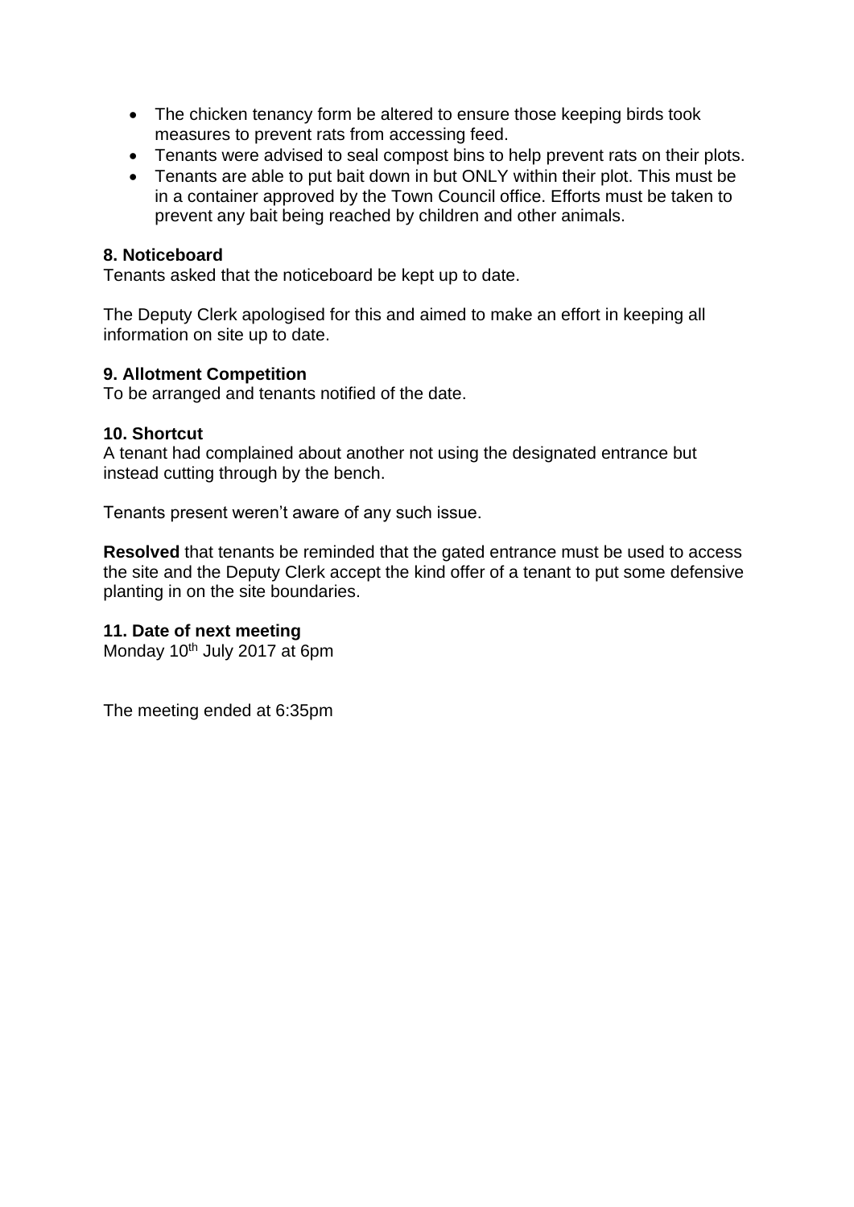- The chicken tenancy form be altered to ensure those keeping birds took measures to prevent rats from accessing feed.
- Tenants were advised to seal compost bins to help prevent rats on their plots.
- Tenants are able to put bait down in but ONLY within their plot. This must be in a container approved by the Town Council office. Efforts must be taken to prevent any bait being reached by children and other animals.

**8. Noticeboard**

Tenants asked that the noticeboard be kept up to date.

The Deputy Clerk apologised for this and aimed to make an effort in keeping all information on site up to date.

**9. Allotment Competition**

To be arranged and tenants notified of the date.

**10. Shortcut**

A tenant had complained about another not using the designated entrance but instead cutting through by the bench.

Tenants present weren't aware of any such issue.

**Resolved** that tenants be reminded that the gated entrance must be used to access the site and the Deputy Clerk accept the kind offer of a tenant to put some defensive planting in on the site boundaries.

**11. Date of next meeting**

Monday 10th July 2017 at 6pm

The meeting ended at 6:35pm